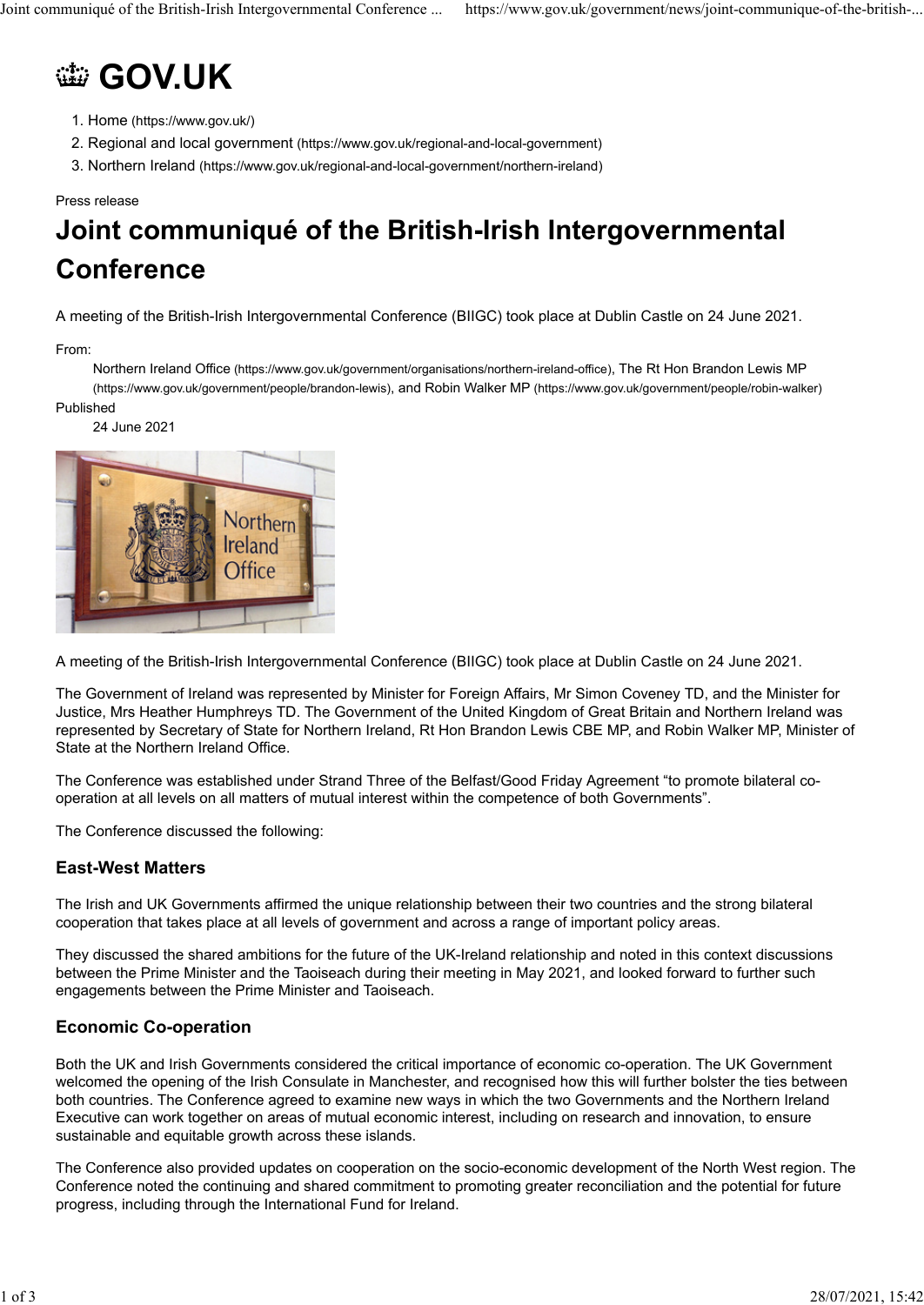# GOV.UK

1. Home (https://www.gov.uk/)
2. Regional and local government (https://www.gov.uk/regional-and-local-government)
3. Northern Ireland (https://www.gov.uk/regional-and-local-government/northern-ireland)

Press release

# Joint communiqué of the British-Irish Intergovernmental Conference

A meeting of the British-Irish Intergovernmental Conference (BIIGC) took place at Dublin Castle on 24 June 2021.

From:
Northern Ireland Office (https://www.gov.uk/government/organisations/northern-ireland-office), The Rt Hon Brandon Lewis MP (https://www.gov.uk/government/people/brandon-lewis), and Robin Walker MP (https://www.gov.uk/government/people/robin-walker)

Published
24 June 2021

A meeting of the British-Irish Intergovernmental Conference (BIIGC) took place at Dublin Castle on 24 June 2021.

The Government of Ireland was represented by Minister for Foreign Affairs, Mr Simon Coveney TD, and the Minister for Justice, Mrs Heather Humphreys TD. The Government of the United Kingdom of Great Britain and Northern Ireland was represented by Secretary of State for Northern Ireland, Rt Hon Brandon Lewis CBE MP, and Robin Walker MP, Minister of State at the Northern Ireland Office.

The Conference was established under Strand Three of the Belfast/Good Friday Agreement "to promote bilateral co-operation at all levels on all matters of mutual interest within the competence of both Governments".

The Conference discussed the following:

### East-West Matters

The Irish and UK Governments affirmed the unique relationship between their two countries and the strong bilateral cooperation that takes place at all levels of government and across a range of important policy areas.

They discussed the shared ambitions for the future of the UK-Ireland relationship and noted in this context discussions between the Prime Minister and the Taoiseach during their meeting in May 2021, and looked forward to further such engagements between the Prime Minister and Taoiseach.

### Economic Co-operation

Both the UK and Irish Governments considered the critical importance of economic co-operation. The UK Government welcomed the opening of the Irish Consulate in Manchester, and recognised how this will further bolster the ties between both countries. The Conference agreed to examine new ways in which the two Governments and the Northern Ireland Executive can work together on areas of mutual economic interest, including on research and innovation, to ensure sustainable and equitable growth across these islands.

The Conference also provided updates on cooperation on the socio-economic development of the North West region. The Conference noted the continuing and shared commitment to promoting greater reconciliation and the potential for future progress, including through the International Fund for Ireland.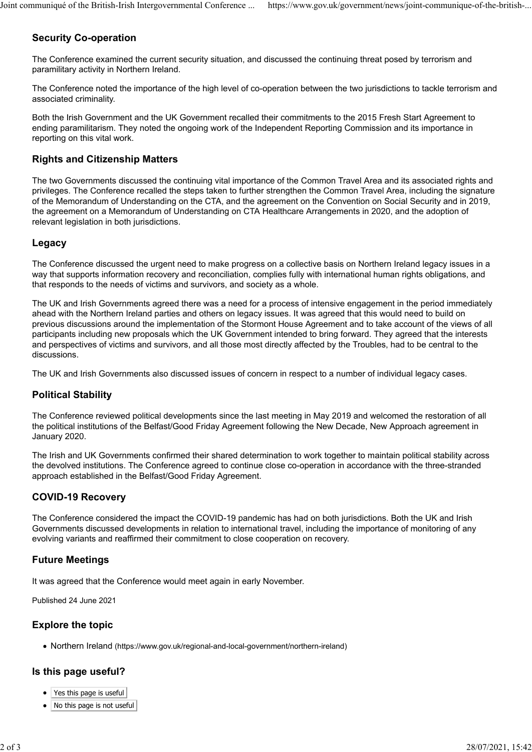## Security Co-operation

The Conference examined the current security situation, and discussed the continuing threat posed by terrorism and paramilitary activity in Northern Ireland.

The Conference noted the importance of the high level of co-operation between the two jurisdictions to tackle terrorism and associated criminality.

Both the Irish Government and the UK Government recalled their commitments to the 2015 Fresh Start Agreement to ending paramilitarism. They noted the ongoing work of the Independent Reporting Commission and its importance in reporting on this vital work.

## Rights and Citizenship Matters

The two Governments discussed the continuing vital importance of the Common Travel Area and its associated rights and privileges. The Conference recalled the steps taken to further strengthen the Common Travel Area, including the signature of the Memorandum of Understanding on the CTA, and the agreement on the Convention on Social Security and in 2019, the agreement on a Memorandum of Understanding on CTA Healthcare Arrangements in 2020, and the adoption of relevant legislation in both jurisdictions.

## Legacy

The Conference discussed the urgent need to make progress on a collective basis on Northern Ireland legacy issues in a way that supports information recovery and reconciliation, complies fully with international human rights obligations, and that responds to the needs of victims and survivors, and society as a whole.

The UK and Irish Governments agreed there was a need for a process of intensive engagement in the period immediately ahead with the Northern Ireland parties and others on legacy issues. It was agreed that this would need to build on previous discussions around the implementation of the Stormont House Agreement and to take account of the views of all participants including new proposals which the UK Government intended to bring forward. They agreed that the interests and perspectives of victims and survivors, and all those most directly affected by the Troubles, had to be central to the discussions.

The UK and Irish Governments also discussed issues of concern in respect to a number of individual legacy cases.

## Political Stability

The Conference reviewed political developments since the last meeting in May 2019 and welcomed the restoration of all the political institutions of the Belfast/Good Friday Agreement following the New Decade, New Approach agreement in January 2020.

The Irish and UK Governments confirmed their shared determination to work together to maintain political stability across the devolved institutions. The Conference agreed to continue close co-operation in accordance with the three-stranded approach established in the Belfast/Good Friday Agreement.

## COVID-19 Recovery

The Conference considered the impact the COVID-19 pandemic has had on both jurisdictions. Both the UK and Irish Governments discussed developments in relation to international travel, including the importance of monitoring of any evolving variants and reaffirmed their commitment to close cooperation on recovery.

## Future Meetings

It was agreed that the Conference would meet again in early November.

Published 24 June 2021

## Explore the topic

- Northern Ireland (https://www.gov.uk/regional-and-local-government/northern-ireland)

## Is this page useful?

- Yes this page is useful
- No this page is not useful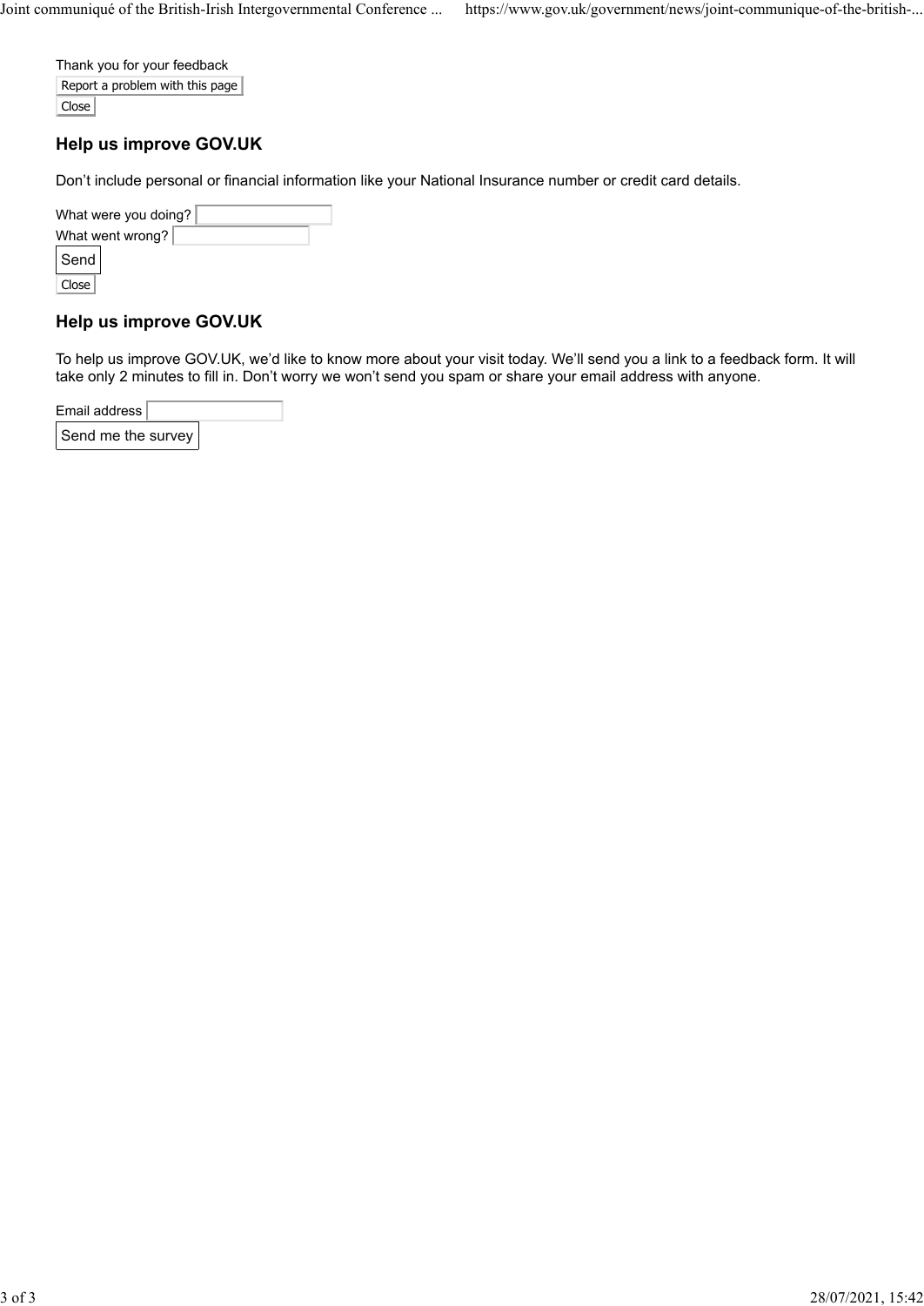Thank you for your feedback

Report a problem with this page

Close

## Help us improve GOV.UK

Don't include personal or financial information like your National Insurance number or credit card details.

What were you doing?

What went wrong?

Send

Close

## Help us improve GOV.UK

To help us improve GOV.UK, we'd like to know more about your visit today. We'll send you a link to a feedback form. It will take only 2 minutes to fill in. Don't worry we won't send you spam or share your email address with anyone.

Email address

Send me the survey